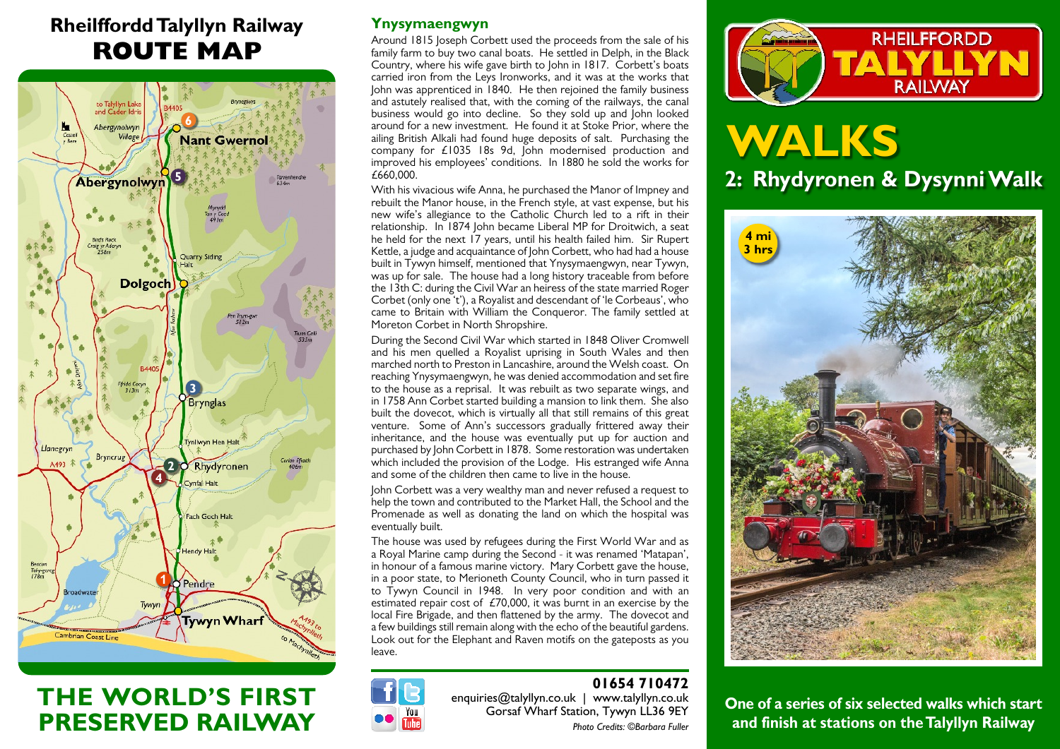# Rheilffordd Talyllyn Railway

# ROUTE MAP

to Talyllyn Lake and Cader Idris

B4405

Bryneglwys

6

Nant Gwernol

Abergynolwyn Village

Castell y Bere

5

Abergynolwyn

Tarrenhendre 634m

Mynydd Tan y Coed 491m

Bird's Rock Craig yr Aderyn 258m

Quarry Siding Halt

Dolgoch

Nant Fathew

Pen Trum-gwr 512m

Trum Gelli 533m

Afon Dysynni

B4405

Ffridd Cocyn 313m

3

Brynglas

Tynllwyn Hen Halt

Llanegryn

Bryncrug

A493

2 Rhydyronen

4

Cynfal Halt

Corlan Ffraeth 406m

Fach Goch Halt

Hendy Halt

Bwlch Tal-y-gareg 178m

1 Pendre

Broadwater

Tywyn

Tywyn Wharf

A493 to Machynlleth

to Machynlleth

Cambrian Coast Line

## THE WORLD'S FIRST PRESERVED RAILWAY

## Ynysymaengwyn

Around 1815 Joseph Corbett used the proceeds from the sale of his family farm to buy two canal boats. He settled in Delph, in the Black Country, where his wife gave birth to John in 1817. Corbett's boats carried iron from the Leys Ironworks, and it was at the works that John was apprenticed in 1840. He then rejoined the family business and astutely realised that, with the coming of the railways, the canal business would go into decline. So they sold up and John looked around for a new investment. He found it at Stoke Prior, where the ailing British Alkali had found huge deposits of salt. Purchasing the company for £1035 18s 9d, John modernised production and improved his employees' conditions. In 1880 he sold the works for £660,000.

With his vivacious wife Anna, he purchased the Manor of Impney and rebuilt the Manor house, in the French style, at vast expense, but his new wife's allegiance to the Catholic Church led to a rift in their relationship. In 1874 John became Liberal MP for Droitwich, a seat he held for the next 17 years, until his health failed him. Sir Rupert Kettle, a judge and acquaintance of John Corbett, who had had a house built in Tywyn himself, mentioned that Ynysymaengwyn, near Tywyn, was up for sale. The house had a long history traceable from before the 13th C: during the Civil War an heiress of the state married Roger Corbet (only one 't'), a Royalist and descendant of 'le Corbeaus', who came to Britain with William the Conqueror. The family settled at Moreton Corbet in North Shropshire.

During the Second Civil War which started in 1848 Oliver Cromwell and his men quelled a Royalist uprising in South Wales and then marched north to Preston in Lancashire, around the Welsh coast. On reaching Ynysymaengwyn, he was denied accommodation and set fire to the house as a reprisal. It was rebuilt as two separate wings, and in 1758 Ann Corbet started building a mansion to link them. She also built the dovecot, which is virtually all that still remains of this great venture. Some of Ann's successors gradually frittered away their inheritance, and the house was eventually put up for auction and purchased by John Corbett in 1878. Some restoration was undertaken which included the provision of the Lodge. His estranged wife Anna and some of the children then came to live in the house.

John Corbett was a very wealthy man and never refused a request to help the town and contributed to the Market Hall, the School and the Promenade as well as donating the land on which the hospital was eventually built.

The house was used by refugees during the First World War and as a Royal Marine camp during the Second - it was renamed 'Matapan', in honour of a famous marine victory. Mary Corbett gave the house, in a poor state, to Merioneth County Council, who in turn passed it to Tywyn Council in 1948. In very poor condition and with an estimated repair cost of £70,000, it was burnt in an exercise by the local Fire Brigade, and then flattened by the army. The dovecot and a few buildings still remain along with the echo of the beautiful gardens. Look out for the Elephant and Raven motifs on the gateposts as you leave.

**01654 710472**
enquiries@talyllyn.co.uk | www.talyllyn.co.uk
Gorsaf Wharf Station, Tywyn LL36 9EY

*Photo Credits: ©Barbara Fuller*

RHEILFFORDD TALYLLYN RAILWAY

# WALKS

## 2: Rhydyronen & Dysynni Walk

4 mi
3 hrs

**One of a series of six selected walks which start and finish at stations on the Talyllyn Railway**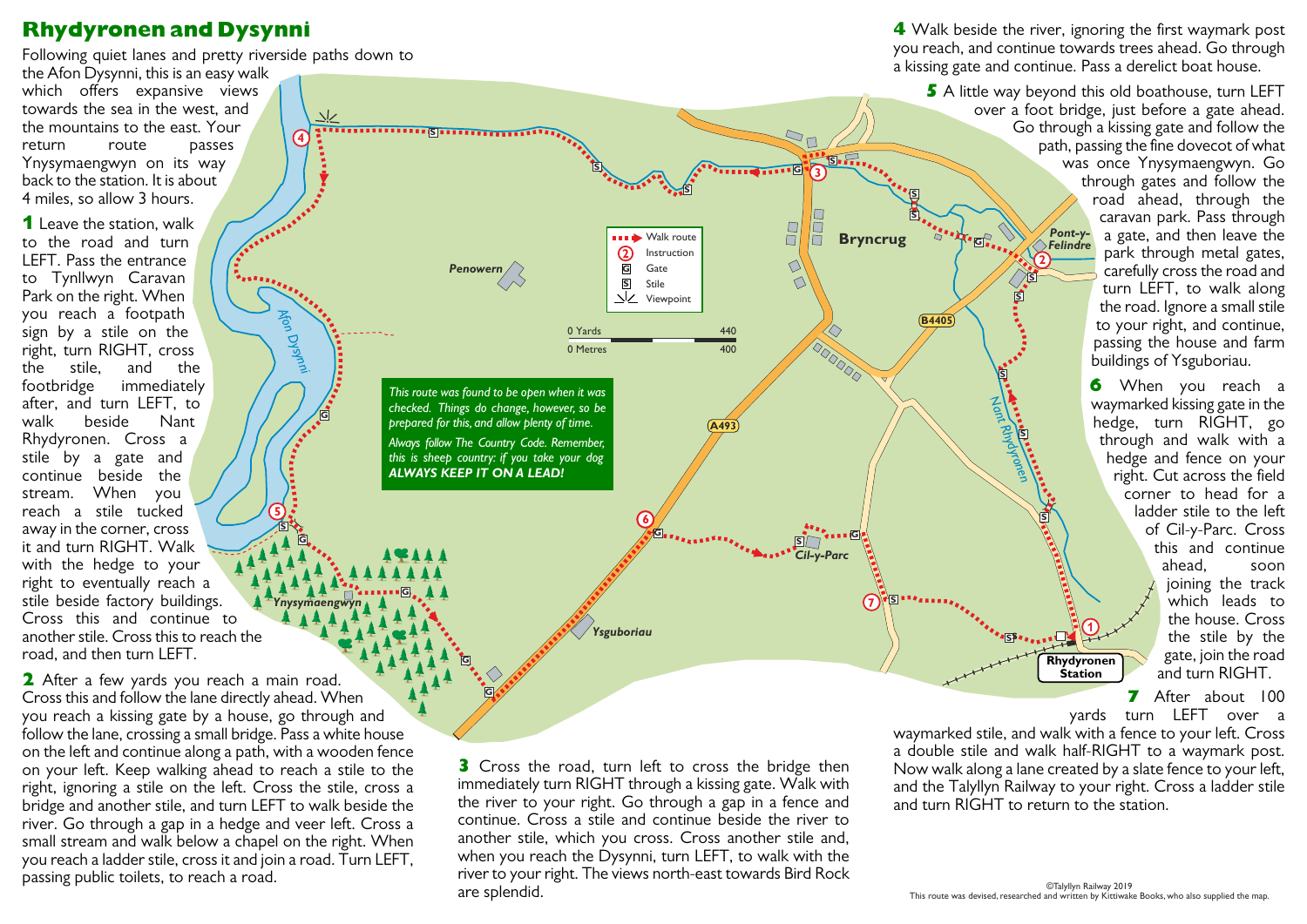# Rhydyronen and Dysynni

Following quiet lanes and pretty riverside paths down to the Afon Dysynni, this is an easy walk which offers expansive views towards the sea in the west, and the mountains to the east. Your return route passes Ynysymaengwyn on its way back to the station. It is about 4 miles, so allow 3 hours.

**1** Leave the station, walk to the road and turn LEFT. Pass the entrance to Tynllwyn Caravan Park on the right. When you reach a footpath sign by a stile on the right, turn RIGHT, cross the stile, and the footbridge immediately after, and turn LEFT, to walk beside Nant Rhydyronen. Cross a stile by a gate and continue beside the stream. When you reach a stile tucked away in the corner, cross it and turn RIGHT. Walk with the hedge to your right to eventually reach a stile beside factory buildings. Cross this and continue to another stile. Cross this to reach the road, and then turn LEFT.

**2** After a few yards you reach a main road. Cross this and follow the lane directly ahead. When you reach a kissing gate by a house, go through and follow the lane, crossing a small bridge. Pass a white house on the left and continue along a path, with a wooden fence on your left. Keep walking ahead to reach a stile to the right, ignoring a stile on the left. Cross the stile, cross a bridge and another stile, and turn LEFT to walk beside the river. Go through a gap in a hedge and veer left. Cross a small stream and walk below a chapel on the right. When you reach a ladder stile, cross it and join a road. Turn LEFT, passing public toilets, to reach a road.

**3** Cross the road, turn left to cross the bridge then immediately turn RIGHT through a kissing gate. Walk with the river to your right. Go through a gap in a fence and continue. Cross a stile and continue beside the river to another stile, which you cross. Cross another stile and, when you reach the Dysynni, turn LEFT, to walk with the river to your right. The views north-east towards Bird Rock are splendid.

**4** Walk beside the river, ignoring the first waymark post you reach, and continue towards trees ahead. Go through a kissing gate and continue. Pass a derelict boat house.

**5** A little way beyond this old boathouse, turn LEFT over a foot bridge, just before a gate ahead. Go through a kissing gate and follow the path, passing the fine dovecot of what was once Ynysymaengwyn. Go through gates and follow the road ahead, through the caravan park. Pass through a gate, and then leave the park through metal gates, carefully cross the road and turn LEFT, to walk along the road. Ignore a small stile to your right, and continue, passing the house and farm buildings of Ysguboriau.

**6** When you reach a waymarked kissing gate in the hedge, turn RIGHT, go through and walk with a hedge and fence on your right. Cut across the field corner to head for a ladder stile to the left of Cil-y-Parc. Cross this and continue ahead, soon joining the track which leads to the house. Cross the stile by the gate, join the road and turn RIGHT.

**7** After about 100 yards turn LEFT over a waymarked stile, and walk with a fence to your left. Cross a double stile and walk half-RIGHT to a waymark post. Now walk along a lane created by a slate fence to your left, and the Talyllyn Railway to your right. Cross a ladder stile and turn RIGHT to return to the station.

*This route was found to be open when it was checked. Things do change, however, so be prepared for this, and allow plenty of time.*

*Always follow The Country Code. Remember, this is sheep country: if you take your dog* ***ALWAYS KEEP IT ON A LEAD!***

Walk route
Instruction
Gate
Stile
Viewpoint

0 Yards 440
0 Metres 400

Penowern
Bryncrug
Pont-y-Felindre
B4405
A493
Afon Dysynni
Nant Rhydyronen
Cil-y-Parc
Ysguboriau
Ynysymaengwyn
Rhydyronen Station

©Talyllyn Railway 2019
This route was devised, researched and written by Kittiwake Books, who also supplied the map.